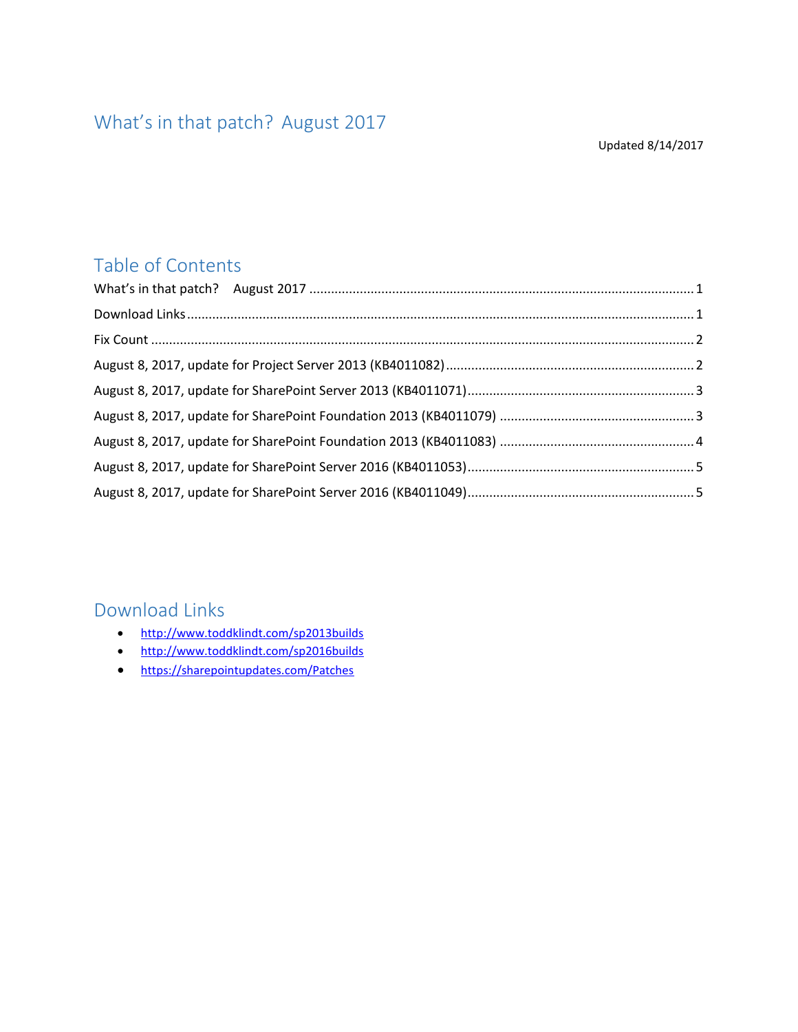# What's in that patch? August 2017

Updated 8/14/2017

## Table of Contents

What's in that patch? August 2017 ........................................................................................................ 1

Download Links ........................................................................................................................................ 1

Fix Count .................................................................................................................................................. 2

August 8, 2017, update for Project Server 2013 (KB4011082) .................................................................. 2

August 8, 2017, update for SharePoint Server 2013 (KB4011071) ............................................................ 3

August 8, 2017, update for SharePoint Foundation 2013 (KB4011079) .................................................... 3

August 8, 2017, update for SharePoint Foundation 2013 (KB4011083) .................................................... 4

August 8, 2017, update for SharePoint Server 2016 (KB4011053) ............................................................ 5

August 8, 2017, update for SharePoint Server 2016 (KB4011049) ............................................................ 5

## Download Links

- http://www.toddklindt.com/sp2013builds
- http://www.toddklindt.com/sp2016builds
- https://sharepointupdates.com/Patches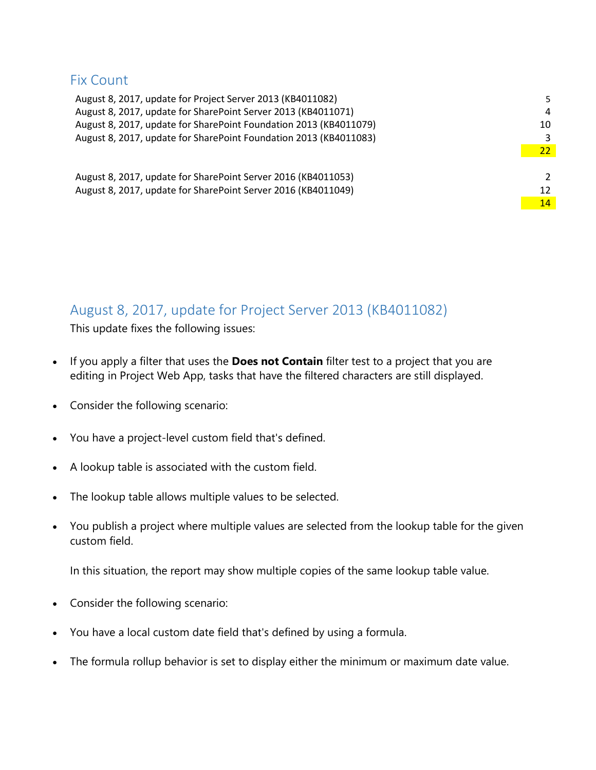## Fix Count

| Update | Count |
| --- | --- |
| August 8, 2017, update for Project Server 2013 (KB4011082) | 5 |
| August 8, 2017, update for SharePoint Server 2013 (KB4011071) | 4 |
| August 8, 2017, update for SharePoint Foundation 2013 (KB4011079) | 10 |
| August 8, 2017, update for SharePoint Foundation 2013 (KB4011083) | 3 |
| | 22 |
| | |
| August 8, 2017, update for SharePoint Server 2016 (KB4011053) | 2 |
| August 8, 2017, update for SharePoint Server 2016 (KB4011049) | 12 |
| | 14 |

## August 8, 2017, update for Project Server 2013 (KB4011082)

This update fixes the following issues:

- If you apply a filter that uses the **Does not Contain** filter test to a project that you are editing in Project Web App, tasks that have the filtered characters are still displayed.
- Consider the following scenario:
- You have a project-level custom field that's defined.
- A lookup table is associated with the custom field.
- The lookup table allows multiple values to be selected.
- You publish a project where multiple values are selected from the lookup table for the given custom field.

  In this situation, the report may show multiple copies of the same lookup table value.
- Consider the following scenario:
- You have a local custom date field that's defined by using a formula.
- The formula rollup behavior is set to display either the minimum or maximum date value.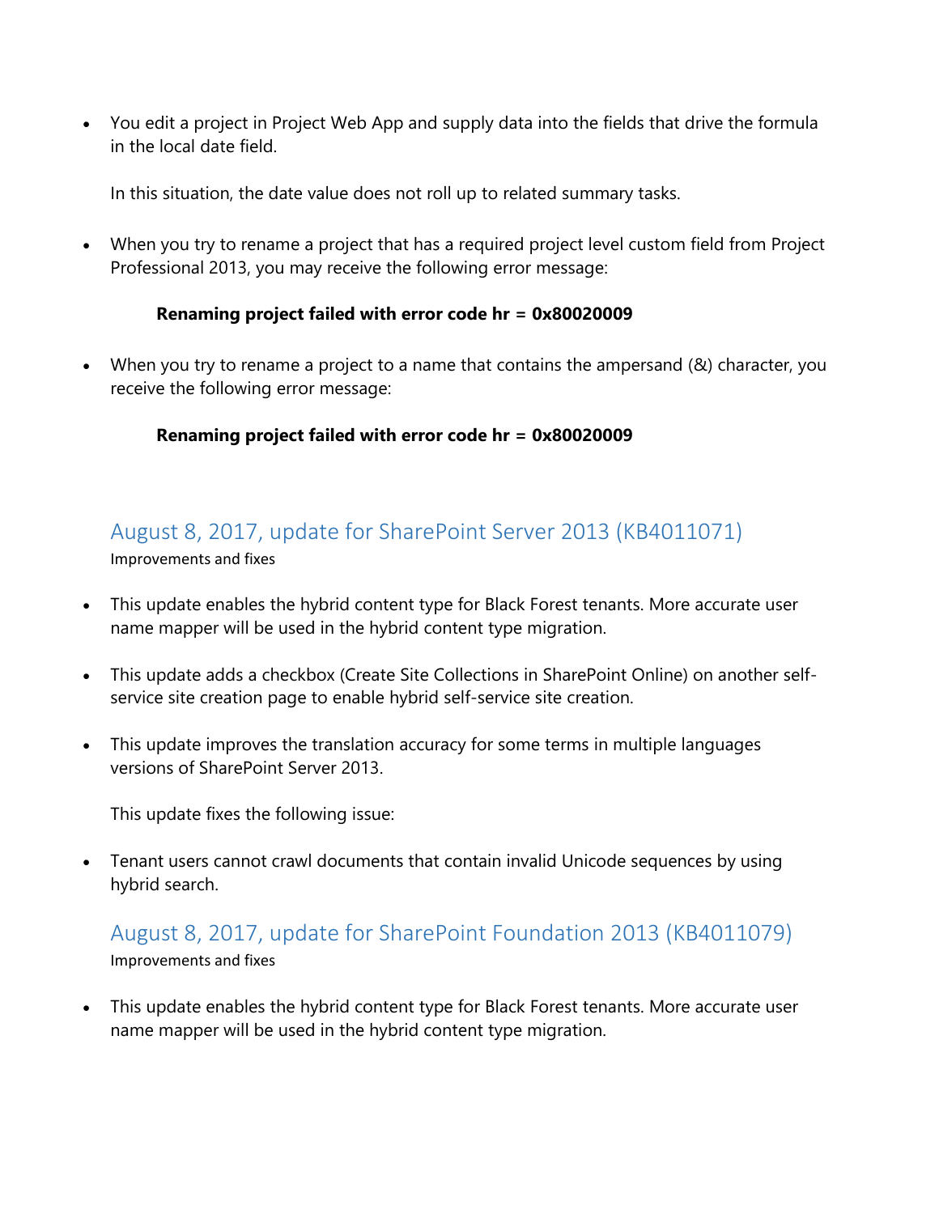- You edit a project in Project Web App and supply data into the fields that drive the formula in the local date field.

  In this situation, the date value does not roll up to related summary tasks.

- When you try to rename a project that has a required project level custom field from Project Professional 2013, you may receive the following error message:

  **Renaming project failed with error code hr = 0x80020009**

- When you try to rename a project to a name that contains the ampersand (&) character, you receive the following error message:

  **Renaming project failed with error code hr = 0x80020009**

## August 8, 2017, update for SharePoint Server 2013 (KB4011071)

Improvements and fixes

- This update enables the hybrid content type for Black Forest tenants. More accurate user name mapper will be used in the hybrid content type migration.

- This update adds a checkbox (Create Site Collections in SharePoint Online) on another self-service site creation page to enable hybrid self-service site creation.

- This update improves the translation accuracy for some terms in multiple languages versions of SharePoint Server 2013.

  This update fixes the following issue:

- Tenant users cannot crawl documents that contain invalid Unicode sequences by using hybrid search.

## August 8, 2017, update for SharePoint Foundation 2013 (KB4011079)

Improvements and fixes

- This update enables the hybrid content type for Black Forest tenants. More accurate user name mapper will be used in the hybrid content type migration.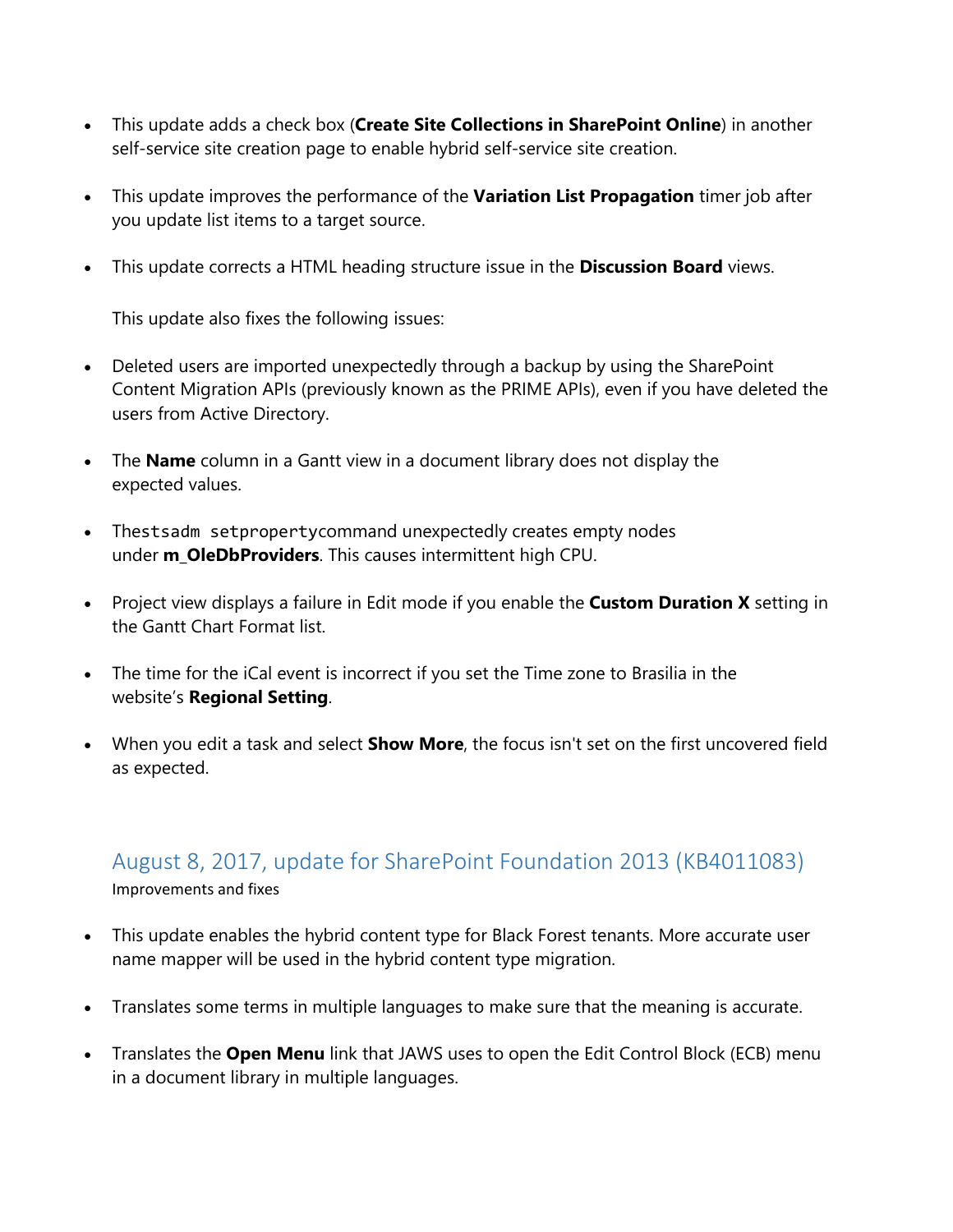- This update adds a check box (**Create Site Collections in SharePoint Online**) in another self-service site creation page to enable hybrid self-service site creation.
- This update improves the performance of the **Variation List Propagation** timer job after you update list items to a target source.
- This update corrects a HTML heading structure issue in the **Discussion Board** views.

  This update also fixes the following issues:

- Deleted users are imported unexpectedly through a backup by using the SharePoint Content Migration APIs (previously known as the PRIME APIs), even if you have deleted the users from Active Directory.
- The **Name** column in a Gantt view in a document library does not display the expected values.
- The `stsadm setproperty` command unexpectedly creates empty nodes under **m_OleDbProviders**. This causes intermittent high CPU.
- Project view displays a failure in Edit mode if you enable the **Custom Duration X** setting in the Gantt Chart Format list.
- The time for the iCal event is incorrect if you set the Time zone to Brasilia in the website's **Regional Setting**.
- When you edit a task and select **Show More**, the focus isn't set on the first uncovered field as expected.

## August 8, 2017, update for SharePoint Foundation 2013 (KB4011083)

Improvements and fixes

- This update enables the hybrid content type for Black Forest tenants. More accurate user name mapper will be used in the hybrid content type migration.
- Translates some terms in multiple languages to make sure that the meaning is accurate.
- Translates the **Open Menu** link that JAWS uses to open the Edit Control Block (ECB) menu in a document library in multiple languages.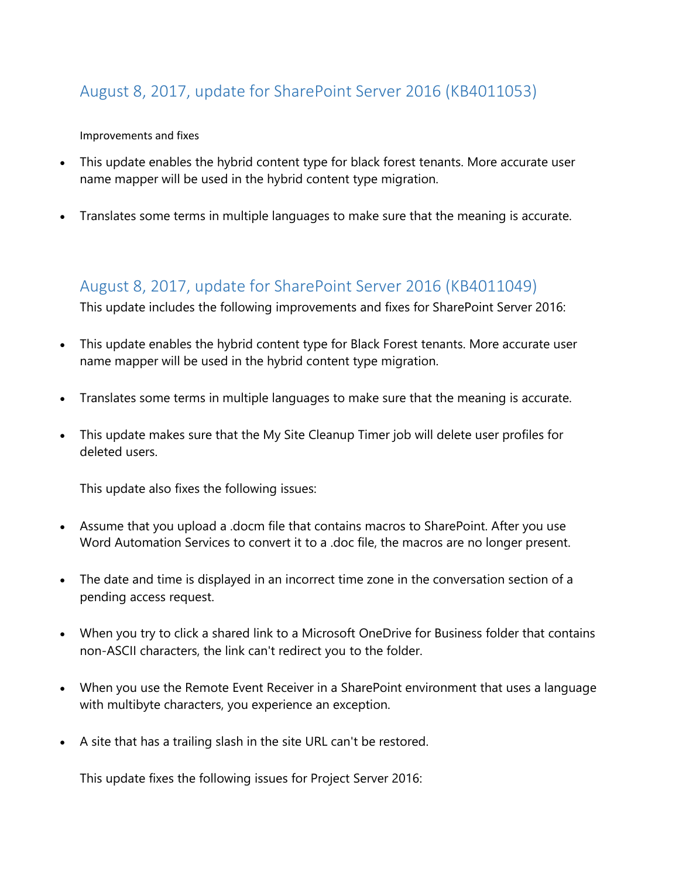## August 8, 2017, update for SharePoint Server 2016 (KB4011053)

Improvements and fixes

- This update enables the hybrid content type for black forest tenants. More accurate user name mapper will be used in the hybrid content type migration.
- Translates some terms in multiple languages to make sure that the meaning is accurate.

## August 8, 2017, update for SharePoint Server 2016 (KB4011049)

This update includes the following improvements and fixes for SharePoint Server 2016:

- This update enables the hybrid content type for Black Forest tenants. More accurate user name mapper will be used in the hybrid content type migration.
- Translates some terms in multiple languages to make sure that the meaning is accurate.
- This update makes sure that the My Site Cleanup Timer job will delete user profiles for deleted users.

  This update also fixes the following issues:

- Assume that you upload a .docm file that contains macros to SharePoint. After you use Word Automation Services to convert it to a .doc file, the macros are no longer present.
- The date and time is displayed in an incorrect time zone in the conversation section of a pending access request.
- When you try to click a shared link to a Microsoft OneDrive for Business folder that contains non-ASCII characters, the link can't redirect you to the folder.
- When you use the Remote Event Receiver in a SharePoint environment that uses a language with multibyte characters, you experience an exception.
- A site that has a trailing slash in the site URL can't be restored.

  This update fixes the following issues for Project Server 2016: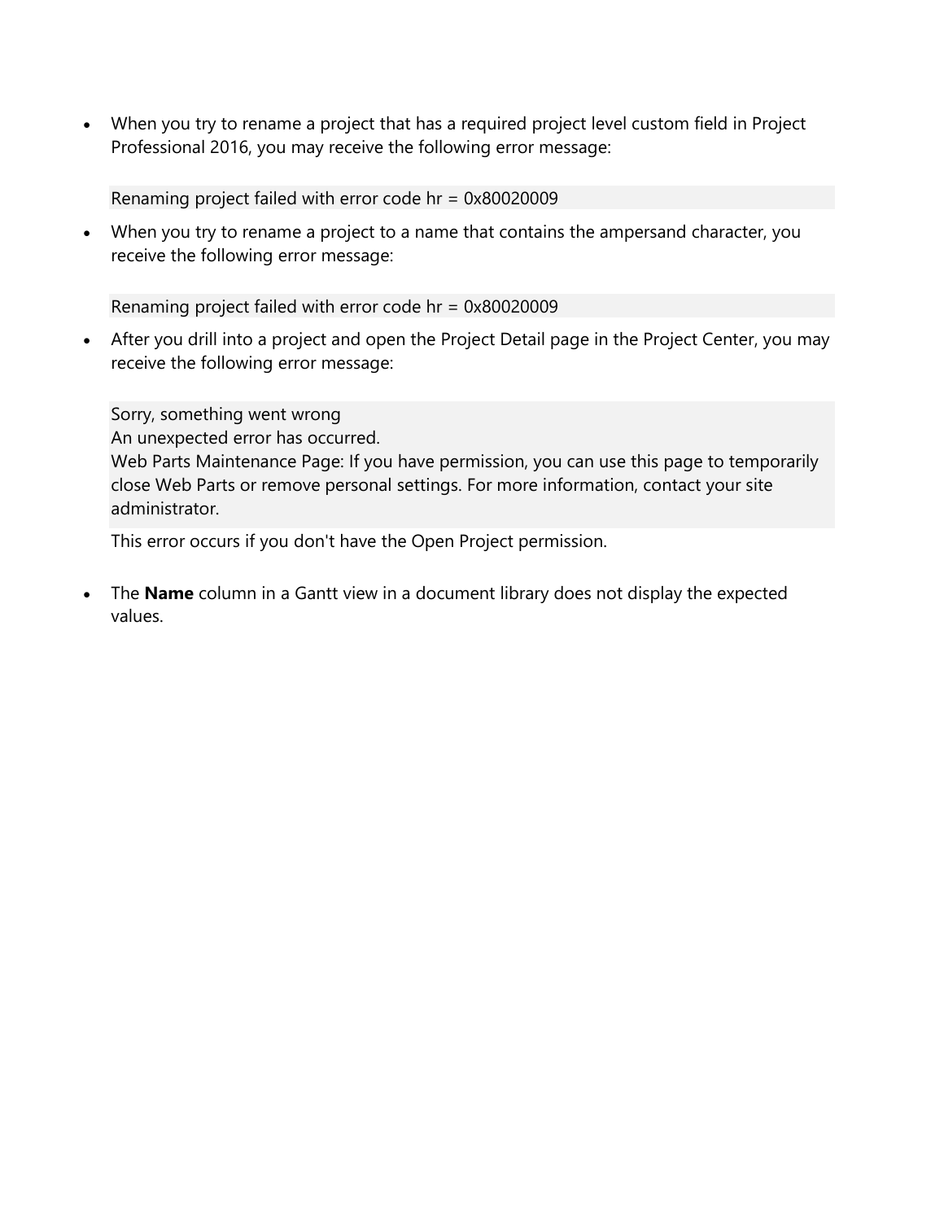- When you try to rename a project that has a required project level custom field in Project Professional 2016, you may receive the following error message:

  ```
  Renaming project failed with error code hr = 0x80020009
  ```

- When you try to rename a project to a name that contains the ampersand character, you receive the following error message:

  ```
  Renaming project failed with error code hr = 0x80020009
  ```

- After you drill into a project and open the Project Detail page in the Project Center, you may receive the following error message:

  ```
  Sorry, something went wrong
  An unexpected error has occurred.
  Web Parts Maintenance Page: If you have permission, you can use this page to temporarily close Web Parts or remove personal settings. For more information, contact your site administrator.
  ```

  This error occurs if you don't have the Open Project permission.

- The **Name** column in a Gantt view in a document library does not display the expected values.